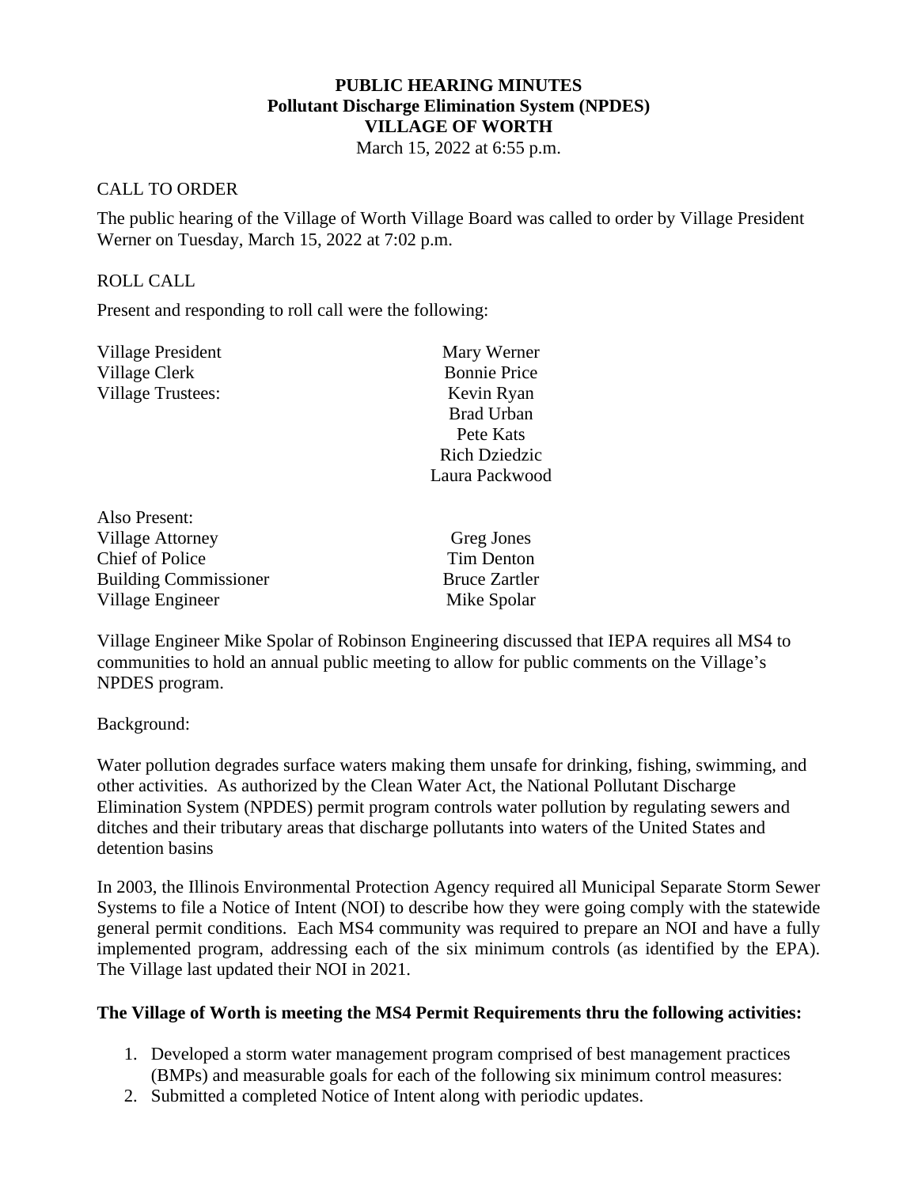**PUBLIC HEARING MINUTES**
**Pollutant Discharge Elimination System (NPDES)**
**VILLAGE OF WORTH**
March 15, 2022 at 6:55 p.m.

CALL TO ORDER

The public hearing of the Village of Worth Village Board was called to order by Village President Werner on Tuesday, March 15, 2022 at 7:02 p.m.

ROLL CALL

Present and responding to roll call were the following:

| | |
|---|---|
| Village President | Mary Werner |
| Village Clerk | Bonnie Price |
| Village Trustees: | Kevin Ryan |
| | Brad Urban |
| | Pete Kats |
| | Rich Dziedzic |
| | Laura Packwood |

| | |
|---|---|
| Also Present: | |
| Village Attorney | Greg Jones |
| Chief of Police | Tim Denton |
| Building Commissioner | Bruce Zartler |
| Village Engineer | Mike Spolar |

Village Engineer Mike Spolar of Robinson Engineering discussed that IEPA requires all MS4 to communities to hold an annual public meeting to allow for public comments on the Village's NPDES program.

Background:

Water pollution degrades surface waters making them unsafe for drinking, fishing, swimming, and other activities. As authorized by the Clean Water Act, the National Pollutant Discharge Elimination System (NPDES) permit program controls water pollution by regulating sewers and ditches and their tributary areas that discharge pollutants into waters of the United States and detention basins

In 2003, the Illinois Environmental Protection Agency required all Municipal Separate Storm Sewer Systems to file a Notice of Intent (NOI) to describe how they were going comply with the statewide general permit conditions. Each MS4 community was required to prepare an NOI and have a fully implemented program, addressing each of the six minimum controls (as identified by the EPA). The Village last updated their NOI in 2021.

**The Village of Worth is meeting the MS4 Permit Requirements thru the following activities:**

1. Developed a storm water management program comprised of best management practices (BMPs) and measurable goals for each of the following six minimum control measures:
2. Submitted a completed Notice of Intent along with periodic updates.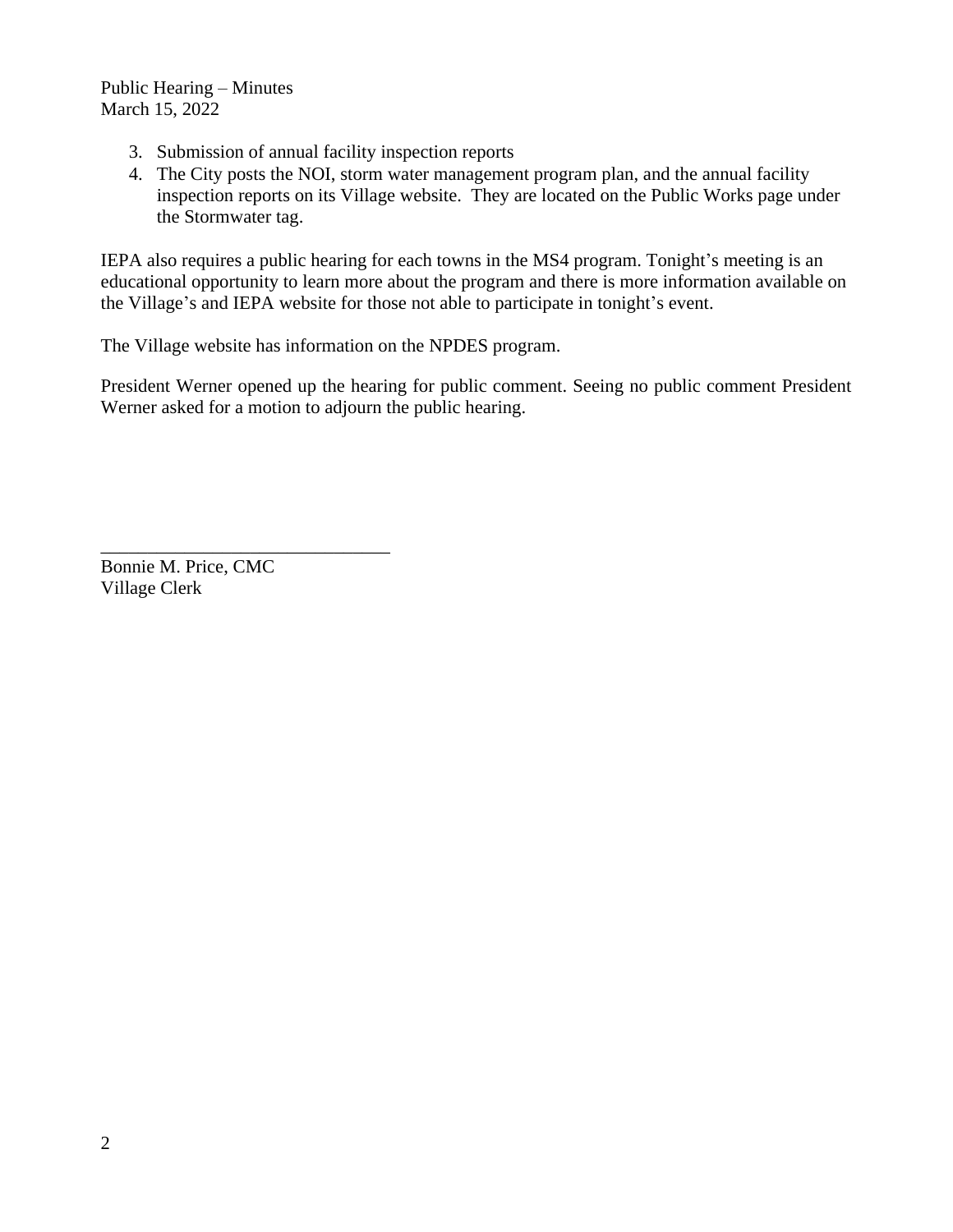3. Submission of annual facility inspection reports
4. The City posts the NOI, storm water management program plan, and the annual facility inspection reports on its Village website. They are located on the Public Works page under the Stormwater tag.

IEPA also requires a public hearing for each towns in the MS4 program. Tonight's meeting is an educational opportunity to learn more about the program and there is more information available on the Village's and IEPA website for those not able to participate in tonight's event.

The Village website has information on the NPDES program.

President Werner opened up the hearing for public comment. Seeing no public comment President Werner asked for a motion to adjourn the public hearing.

_______________________________
Bonnie M. Price, CMC
Village Clerk